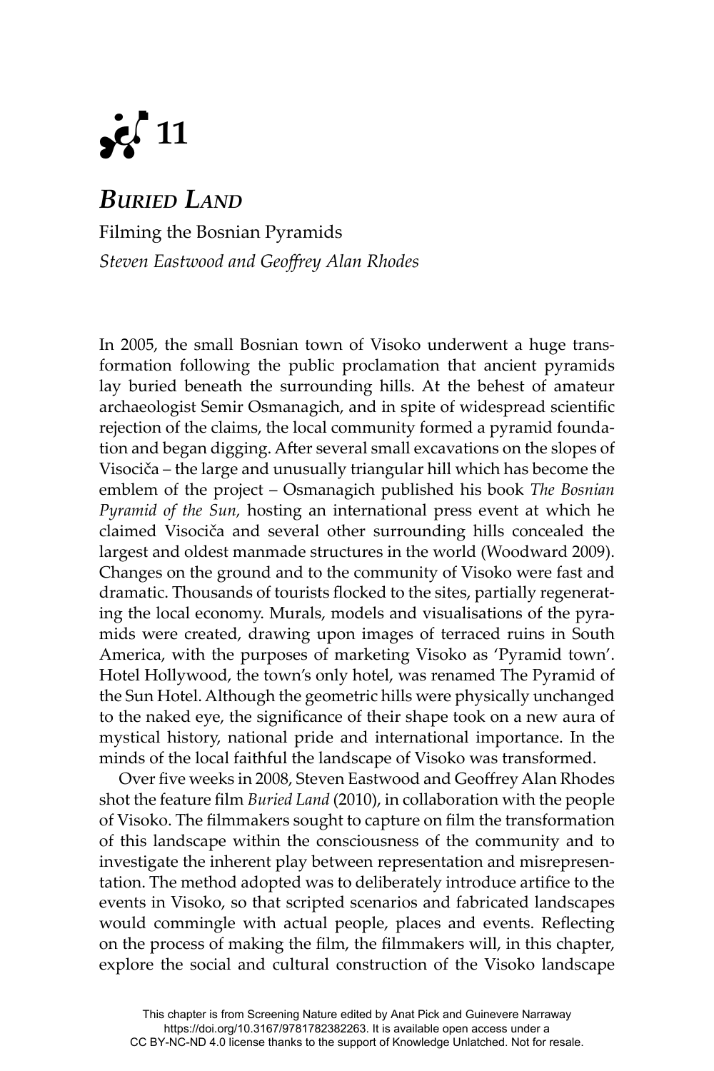# 11

## *Buried Land*

Filming the Bosnian Pyramids

*Steven Eastwood and Geoffrey Alan Rhodes*

In 2005, the small Bosnian town of Visoko underwent a huge transformation following the public proclamation that ancient pyramids lay buried beneath the surrounding hills. At the behest of amateur archaeologist Semir Osmanagich, and in spite of widespread scientific rejection of the claims, the local community formed a pyramid foundation and began digging. After several small excavations on the slopes of Visočica – the large and unusually triangular hill which has become the emblem of the project – Osmanagich published his book *The Bosnian Pyramid of the Sun,* hosting an international press event at which he claimed Visočica and several other surrounding hills concealed the largest and oldest manmade structures in the world (Woodward 2009). Changes on the ground and to the community of Visoko were fast and dramatic. Thousands of tourists flocked to the sites, partially regenerating the local economy. Murals, models and visualisations of the pyramids were created, drawing upon images of terraced ruins in South America, with the purposes of marketing Visoko as 'Pyramid town'. Hotel Hollywood, the town's only hotel, was renamed The Pyramid of the Sun Hotel. Although the geometric hills were physically unchanged to the naked eye, the significance of their shape took on a new aura of mystical history, national pride and international importance. In the minds of the local faithful the landscape of Visoko was transformed.

Over five weeks in 2008, Steven Eastwood and Geoffrey Alan Rhodes shot the feature film *Buried Land* (2010), in collaboration with the people of Visoko. The filmmakers sought to capture on film the transformation of this landscape within the consciousness of the community and to investigate the inherent play between representation and misrepresentation. The method adopted was to deliberately introduce artifice to the events in Visoko, so that scripted scenarios and fabricated landscapes would commingle with actual people, places and events. Reflecting on the process of making the film, the filmmakers will, in this chapter, explore the social and cultural construction of the Visoko landscape

This chapter is from Screening Nature edited by Anat Pick and Guinevere Narraway https://doi.org/10.3167/9781782382263. It is available open access under a CC BY-NC-ND 4.0 license thanks to the support of Knowledge Unlatched. Not for resale.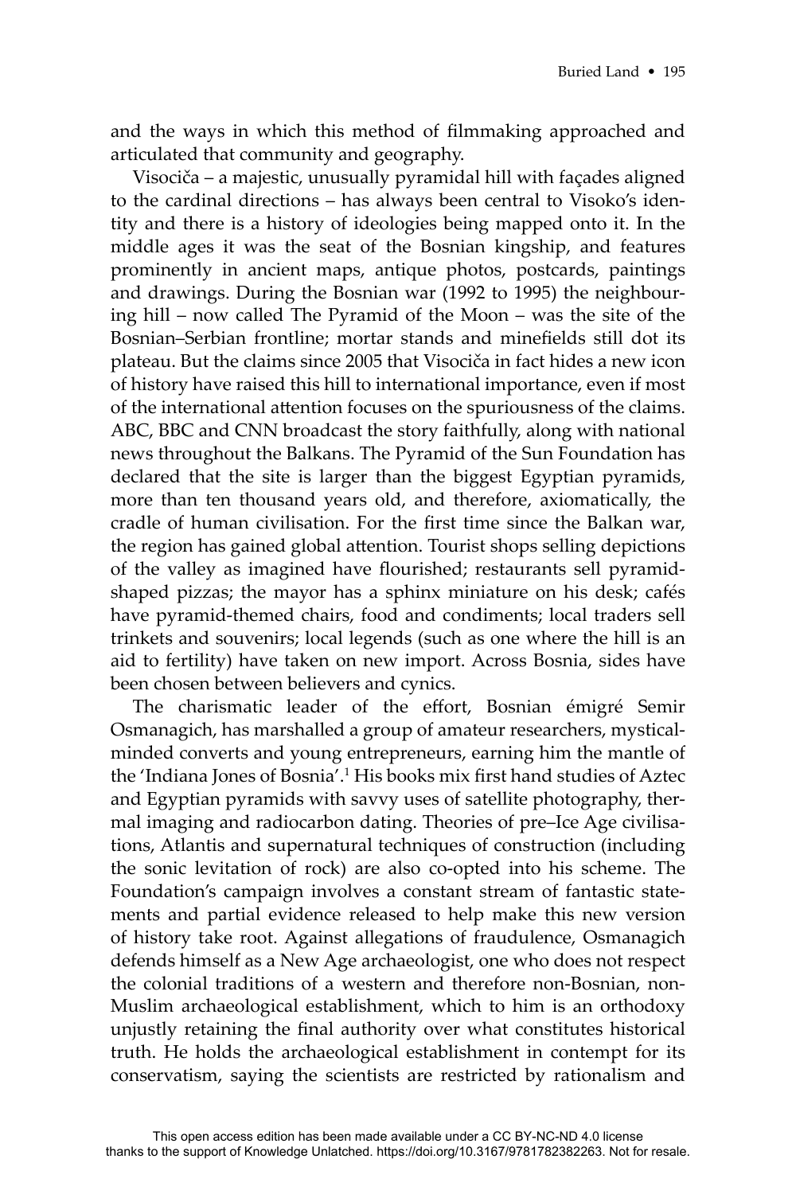and the ways in which this method of filmmaking approached and articulated that community and geography.

Visociča – a majestic, unusually pyramidal hill with façades aligned to the cardinal directions – has always been central to Visoko's identity and there is a history of ideologies being mapped onto it. In the middle ages it was the seat of the Bosnian kingship, and features prominently in ancient maps, antique photos, postcards, paintings and drawings. During the Bosnian war (1992 to 1995) the neighbouring hill – now called The Pyramid of the Moon – was the site of the Bosnian–Serbian frontline; mortar stands and minefields still dot its plateau. But the claims since 2005 that Visociča in fact hides a new icon of history have raised this hill to international importance, even if most of the international attention focuses on the spuriousness of the claims. ABC, BBC and CNN broadcast the story faithfully, along with national news throughout the Balkans. The Pyramid of the Sun Foundation has declared that the site is larger than the biggest Egyptian pyramids, more than ten thousand years old, and therefore, axiomatically, the cradle of human civilisation. For the first time since the Balkan war, the region has gained global attention. Tourist shops selling depictions of the valley as imagined have flourished; restaurants sell pyramid-shaped pizzas; the mayor has a sphinx miniature on his desk; cafés have pyramid-themed chairs, food and condiments; local traders sell trinkets and souvenirs; local legends (such as one where the hill is an aid to fertility) have taken on new import. Across Bosnia, sides have been chosen between believers and cynics.

The charismatic leader of the effort, Bosnian émigré Semir Osmanagich, has marshalled a group of amateur researchers, mystical-minded converts and young entrepreneurs, earning him the mantle of the 'Indiana Jones of Bosnia'.[1] His books mix first hand studies of Aztec and Egyptian pyramids with savvy uses of satellite photography, thermal imaging and radiocarbon dating. Theories of pre–Ice Age civilisations, Atlantis and supernatural techniques of construction (including the sonic levitation of rock) are also co-opted into his scheme. The Foundation's campaign involves a constant stream of fantastic statements and partial evidence released to help make this new version of history take root. Against allegations of fraudulence, Osmanagich defends himself as a New Age archaeologist, one who does not respect the colonial traditions of a western and therefore non-Bosnian, non-Muslim archaeological establishment, which to him is an orthodoxy unjustly retaining the final authority over what constitutes historical truth. He holds the archaeological establishment in contempt for its conservatism, saying the scientists are restricted by rationalism and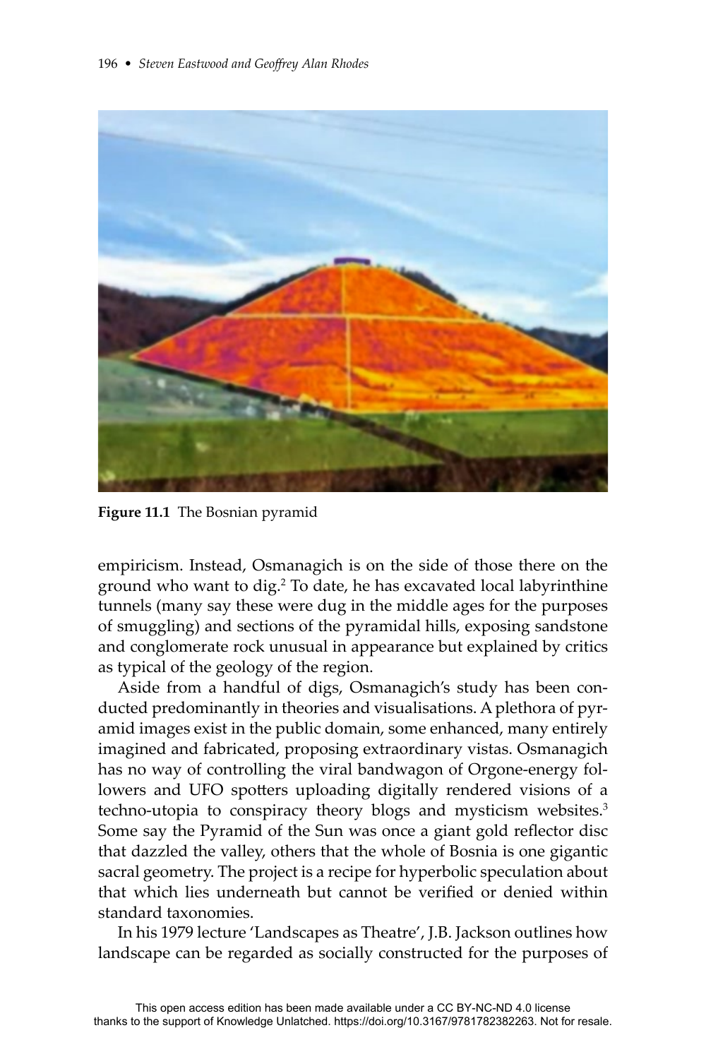Figure 11.1 The Bosnian pyramid

empiricism. Instead, Osmanagich is on the side of those there on the ground who want to dig.[2] To date, he has excavated local labyrinthine tunnels (many say these were dug in the middle ages for the purposes of smuggling) and sections of the pyramidal hills, exposing sandstone and conglomerate rock unusual in appearance but explained by critics as typical of the geology of the region.

Aside from a handful of digs, Osmanagich's study has been conducted predominantly in theories and visualisations. A plethora of pyramid images exist in the public domain, some enhanced, many entirely imagined and fabricated, proposing extraordinary vistas. Osmanagich has no way of controlling the viral bandwagon of Orgone-energy followers and UFO spotters uploading digitally rendered visions of a techno-utopia to conspiracy theory blogs and mysticism websites.[3] Some say the Pyramid of the Sun was once a giant gold reflector disc that dazzled the valley, others that the whole of Bosnia is one gigantic sacral geometry. The project is a recipe for hyperbolic speculation about that which lies underneath but cannot be verified or denied within standard taxonomies.

In his 1979 lecture 'Landscapes as Theatre', J.B. Jackson outlines how landscape can be regarded as socially constructed for the purposes of

This open access edition has been made available under a CC BY-NC-ND 4.0 license thanks to the support of Knowledge Unlatched. https://doi.org/10.3167/9781782382263. Not for resale.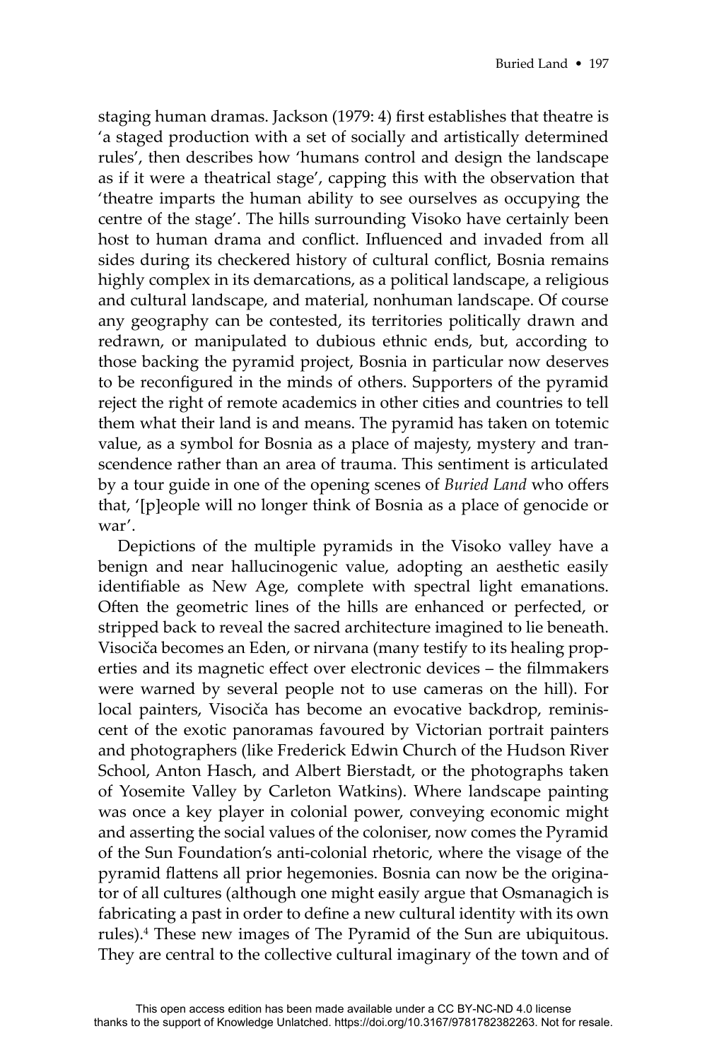staging human dramas. Jackson (1979: 4) first establishes that theatre is 'a staged production with a set of socially and artistically determined rules', then describes how 'humans control and design the landscape as if it were a theatrical stage', capping this with the observation that 'theatre imparts the human ability to see ourselves as occupying the centre of the stage'. The hills surrounding Visoko have certainly been host to human drama and conflict. Influenced and invaded from all sides during its checkered history of cultural conflict, Bosnia remains highly complex in its demarcations, as a political landscape, a religious and cultural landscape, and material, nonhuman landscape. Of course any geography can be contested, its territories politically drawn and redrawn, or manipulated to dubious ethnic ends, but, according to those backing the pyramid project, Bosnia in particular now deserves to be reconfigured in the minds of others. Supporters of the pyramid reject the right of remote academics in other cities and countries to tell them what their land is and means. The pyramid has taken on totemic value, as a symbol for Bosnia as a place of majesty, mystery and transcendence rather than an area of trauma. This sentiment is articulated by a tour guide in one of the opening scenes of *Buried Land* who offers that, '[p]eople will no longer think of Bosnia as a place of genocide or war'.

Depictions of the multiple pyramids in the Visoko valley have a benign and near hallucinogenic value, adopting an aesthetic easily identifiable as New Age, complete with spectral light emanations. Often the geometric lines of the hills are enhanced or perfected, or stripped back to reveal the sacred architecture imagined to lie beneath. Visociča becomes an Eden, or nirvana (many testify to its healing properties and its magnetic effect over electronic devices – the filmmakers were warned by several people not to use cameras on the hill). For local painters, Visociča has become an evocative backdrop, reminiscent of the exotic panoramas favoured by Victorian portrait painters and photographers (like Frederick Edwin Church of the Hudson River School, Anton Hasch, and Albert Bierstadt, or the photographs taken of Yosemite Valley by Carleton Watkins). Where landscape painting was once a key player in colonial power, conveying economic might and asserting the social values of the coloniser, now comes the Pyramid of the Sun Foundation's anti-colonial rhetoric, where the visage of the pyramid flattens all prior hegemonies. Bosnia can now be the originator of all cultures (although one might easily argue that Osmanagich is fabricating a past in order to define a new cultural identity with its own rules).[4] These new images of The Pyramid of the Sun are ubiquitous. They are central to the collective cultural imaginary of the town and of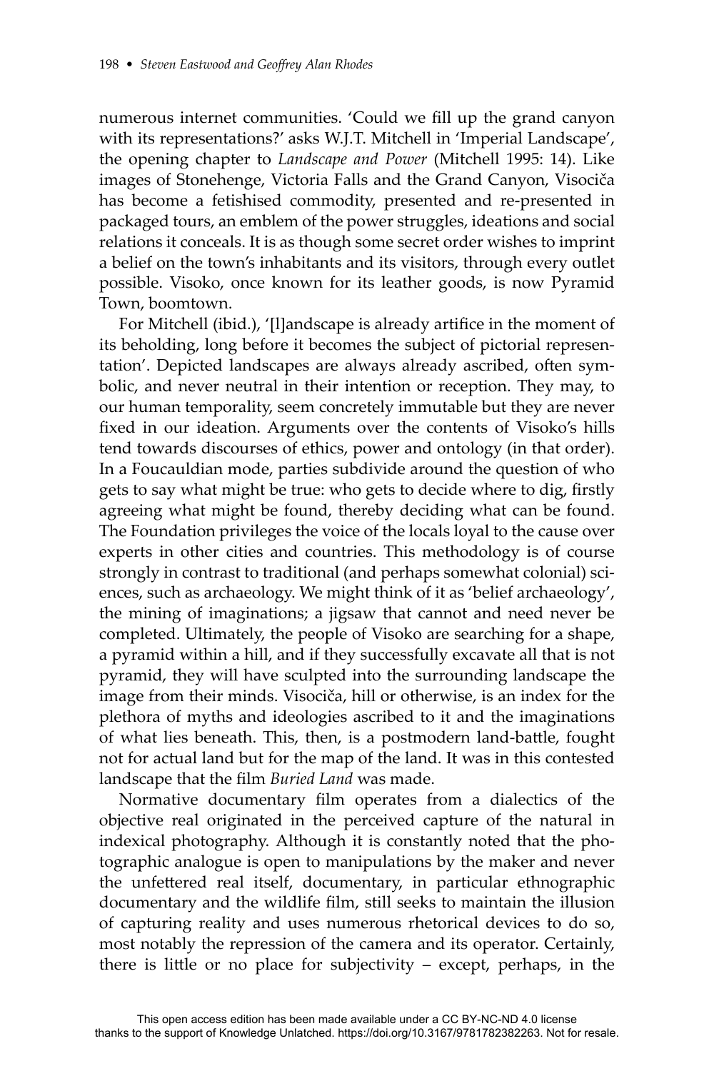numerous internet communities. 'Could we fill up the grand canyon with its representations?' asks W.J.T. Mitchell in 'Imperial Landscape', the opening chapter to *Landscape and Power* (Mitchell 1995: 14). Like images of Stonehenge, Victoria Falls and the Grand Canyon, Visočica has become a fetishised commodity, presented and re-presented in packaged tours, an emblem of the power struggles, ideations and social relations it conceals. It is as though some secret order wishes to imprint a belief on the town's inhabitants and its visitors, through every outlet possible. Visoko, once known for its leather goods, is now Pyramid Town, boomtown.

For Mitchell (ibid.), '[l]andscape is already artifice in the moment of its beholding, long before it becomes the subject of pictorial representation'. Depicted landscapes are always already ascribed, often symbolic, and never neutral in their intention or reception. They may, to our human temporality, seem concretely immutable but they are never fixed in our ideation. Arguments over the contents of Visoko's hills tend towards discourses of ethics, power and ontology (in that order). In a Foucauldian mode, parties subdivide around the question of who gets to say what might be true: who gets to decide where to dig, firstly agreeing what might be found, thereby deciding what can be found. The Foundation privileges the voice of the locals loyal to the cause over experts in other cities and countries. This methodology is of course strongly in contrast to traditional (and perhaps somewhat colonial) sciences, such as archaeology. We might think of it as 'belief archaeology', the mining of imaginations; a jigsaw that cannot and need never be completed. Ultimately, the people of Visoko are searching for a shape, a pyramid within a hill, and if they successfully excavate all that is not pyramid, they will have sculpted into the surrounding landscape the image from their minds. Visočica, hill or otherwise, is an index for the plethora of myths and ideologies ascribed to it and the imaginations of what lies beneath. This, then, is a postmodern land-battle, fought not for actual land but for the map of the land. It was in this contested landscape that the film *Buried Land* was made.

Normative documentary film operates from a dialectics of the objective real originated in the perceived capture of the natural in indexical photography. Although it is constantly noted that the photographic analogue is open to manipulations by the maker and never the unfettered real itself, documentary, in particular ethnographic documentary and the wildlife film, still seeks to maintain the illusion of capturing reality and uses numerous rhetorical devices to do so, most notably the repression of the camera and its operator. Certainly, there is little or no place for subjectivity – except, perhaps, in the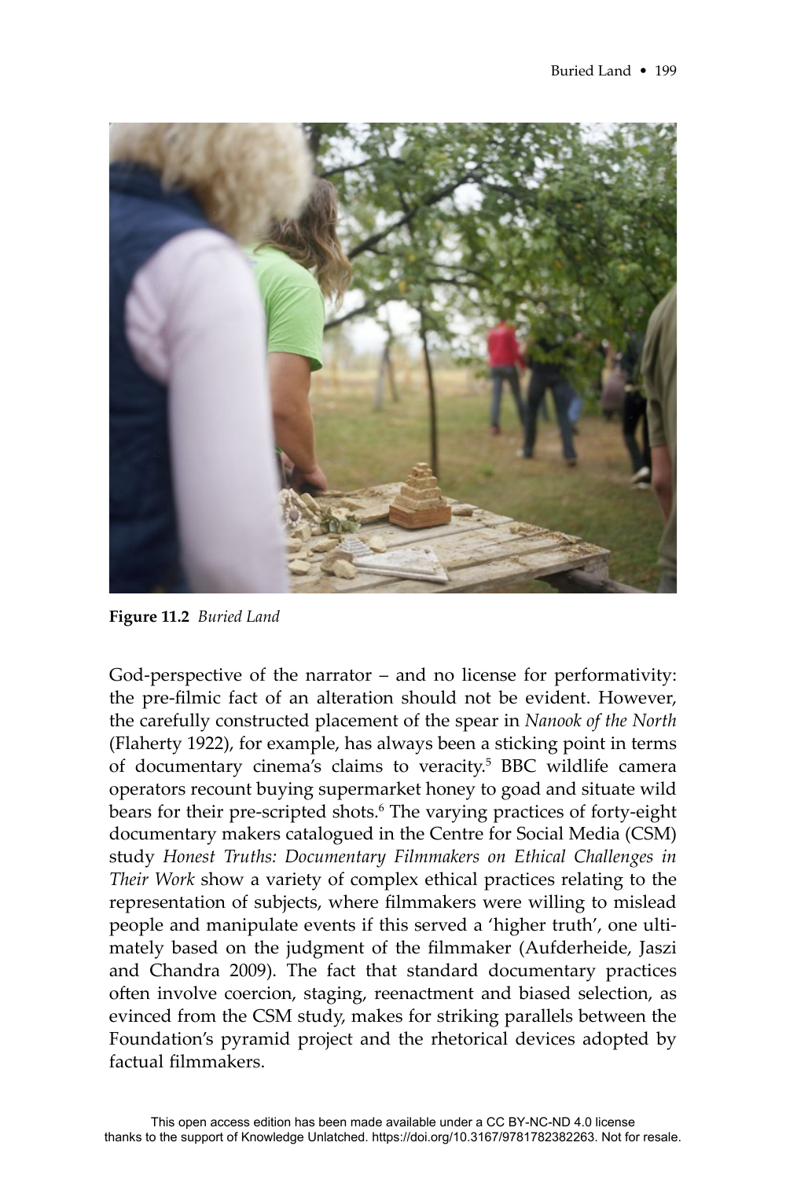**Figure 11.2** *Buried Land*

God-perspective of the narrator – and no license for performativity: the pre-filmic fact of an alteration should not be evident. However, the carefully constructed placement of the spear in *Nanook of the North* (Flaherty 1922), for example, has always been a sticking point in terms of documentary cinema's claims to veracity.[5] BBC wildlife camera operators recount buying supermarket honey to goad and situate wild bears for their pre-scripted shots.[6] The varying practices of forty-eight documentary makers catalogued in the Centre for Social Media (CSM) study *Honest Truths: Documentary Filmmakers on Ethical Challenges in Their Work* show a variety of complex ethical practices relating to the representation of subjects, where filmmakers were willing to mislead people and manipulate events if this served a 'higher truth', one ultimately based on the judgment of the filmmaker (Aufderheide, Jaszi and Chandra 2009). The fact that standard documentary practices often involve coercion, staging, reenactment and biased selection, as evinced from the CSM study, makes for striking parallels between the Foundation's pyramid project and the rhetorical devices adopted by factual filmmakers.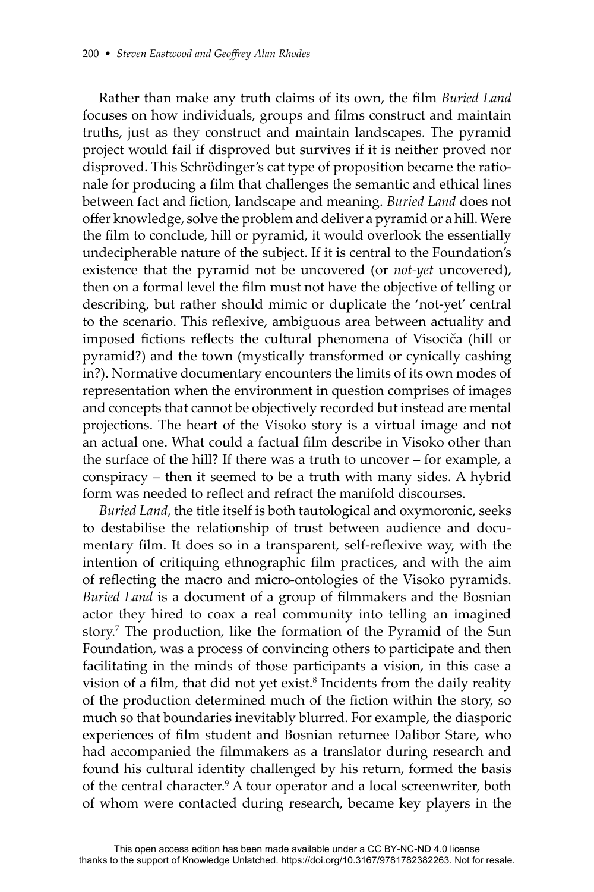Rather than make any truth claims of its own, the film *Buried Land* focuses on how individuals, groups and films construct and maintain truths, just as they construct and maintain landscapes. The pyramid project would fail if disproved but survives if it is neither proved nor disproved. This Schrödinger's cat type of proposition became the rationale for producing a film that challenges the semantic and ethical lines between fact and fiction, landscape and meaning. *Buried Land* does not offer knowledge, solve the problem and deliver a pyramid or a hill. Were the film to conclude, hill or pyramid, it would overlook the essentially undecipherable nature of the subject. If it is central to the Foundation's existence that the pyramid not be uncovered (or *not-yet* uncovered), then on a formal level the film must not have the objective of telling or describing, but rather should mimic or duplicate the 'not-yet' central to the scenario. This reflexive, ambiguous area between actuality and imposed fictions reflects the cultural phenomena of Visociča (hill or pyramid?) and the town (mystically transformed or cynically cashing in?). Normative documentary encounters the limits of its own modes of representation when the environment in question comprises of images and concepts that cannot be objectively recorded but instead are mental projections. The heart of the Visoko story is a virtual image and not an actual one. What could a factual film describe in Visoko other than the surface of the hill? If there was a truth to uncover – for example, a conspiracy – then it seemed to be a truth with many sides. A hybrid form was needed to reflect and refract the manifold discourses.

*Buried Land*, the title itself is both tautological and oxymoronic, seeks to destabilise the relationship of trust between audience and documentary film. It does so in a transparent, self-reflexive way, with the intention of critiquing ethnographic film practices, and with the aim of reflecting the macro and micro-ontologies of the Visoko pyramids. *Buried Land* is a document of a group of filmmakers and the Bosnian actor they hired to coax a real community into telling an imagined story.[7] The production, like the formation of the Pyramid of the Sun Foundation, was a process of convincing others to participate and then facilitating in the minds of those participants a vision, in this case a vision of a film, that did not yet exist.[8] Incidents from the daily reality of the production determined much of the fiction within the story, so much so that boundaries inevitably blurred. For example, the diasporic experiences of film student and Bosnian returnee Dalibor Stare, who had accompanied the filmmakers as a translator during research and found his cultural identity challenged by his return, formed the basis of the central character.[9] A tour operator and a local screenwriter, both of whom were contacted during research, became key players in the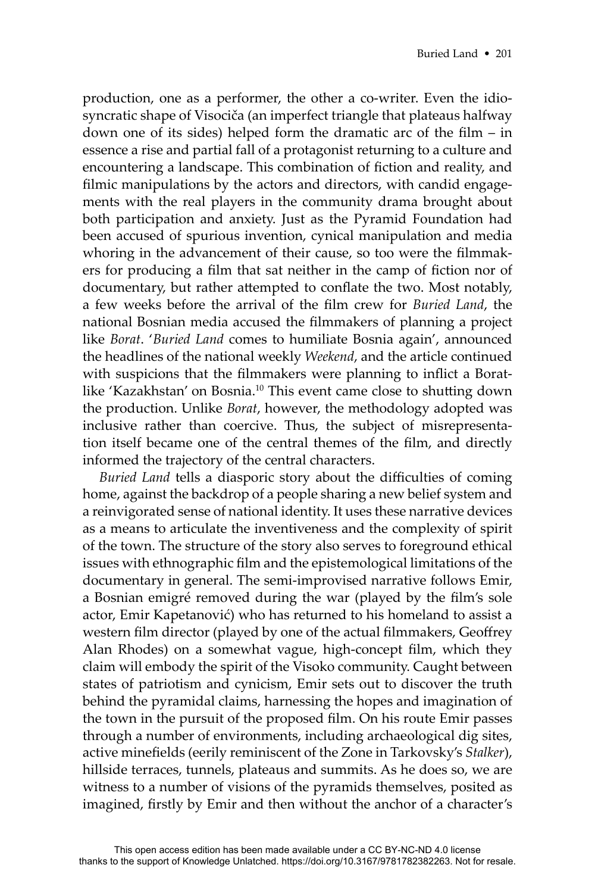production, one as a performer, the other a co-writer. Even the idiosyncratic shape of Visočiča (an imperfect triangle that plateaus halfway down one of its sides) helped form the dramatic arc of the film – in essence a rise and partial fall of a protagonist returning to a culture and encountering a landscape. This combination of fiction and reality, and filmic manipulations by the actors and directors, with candid engagements with the real players in the community drama brought about both participation and anxiety. Just as the Pyramid Foundation had been accused of spurious invention, cynical manipulation and media whoring in the advancement of their cause, so too were the filmmakers for producing a film that sat neither in the camp of fiction nor of documentary, but rather attempted to conflate the two. Most notably, a few weeks before the arrival of the film crew for *Buried Land*, the national Bosnian media accused the filmmakers of planning a project like *Borat*. '*Buried Land* comes to humiliate Bosnia again', announced the headlines of the national weekly *Weekend*, and the article continued with suspicions that the filmmakers were planning to inflict a Borat-like 'Kazakhstan' on Bosnia.[10] This event came close to shutting down the production. Unlike *Borat*, however, the methodology adopted was inclusive rather than coercive. Thus, the subject of misrepresentation itself became one of the central themes of the film, and directly informed the trajectory of the central characters.

*Buried Land* tells a diasporic story about the difficulties of coming home, against the backdrop of a people sharing a new belief system and a reinvigorated sense of national identity. It uses these narrative devices as a means to articulate the inventiveness and the complexity of spirit of the town. The structure of the story also serves to foreground ethical issues with ethnographic film and the epistemological limitations of the documentary in general. The semi-improvised narrative follows Emir, a Bosnian emigré removed during the war (played by the film's sole actor, Emir Kapetanović) who has returned to his homeland to assist a western film director (played by one of the actual filmmakers, Geoffrey Alan Rhodes) on a somewhat vague, high-concept film, which they claim will embody the spirit of the Visoko community. Caught between states of patriotism and cynicism, Emir sets out to discover the truth behind the pyramidal claims, harnessing the hopes and imagination of the town in the pursuit of the proposed film. On his route Emir passes through a number of environments, including archaeological dig sites, active minefields (eerily reminiscent of the Zone in Tarkovsky's *Stalker*), hillside terraces, tunnels, plateaus and summits. As he does so, we are witness to a number of visions of the pyramids themselves, posited as imagined, firstly by Emir and then without the anchor of a character's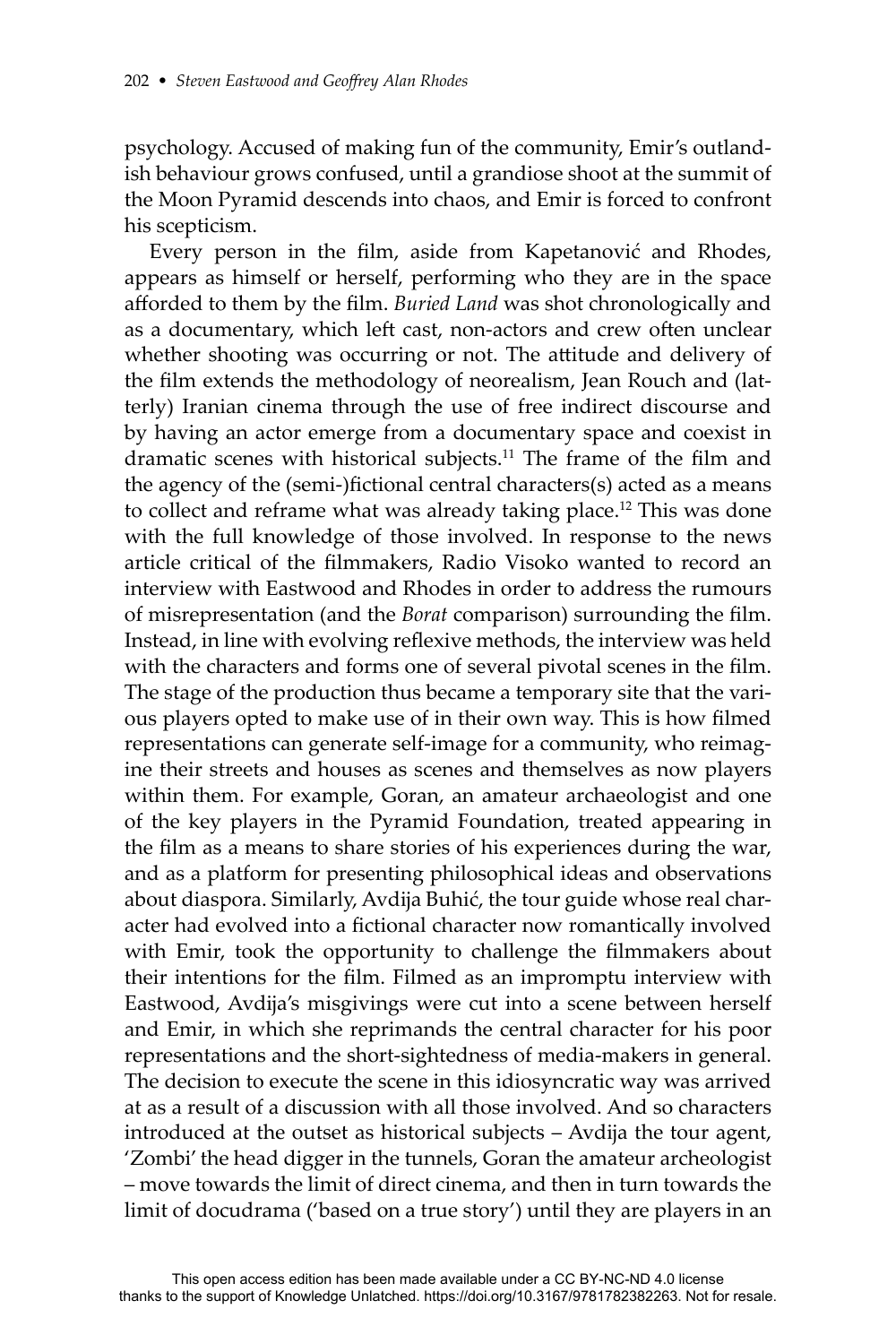psychology. Accused of making fun of the community, Emir's outlandish behaviour grows confused, until a grandiose shoot at the summit of the Moon Pyramid descends into chaos, and Emir is forced to confront his scepticism.

Every person in the film, aside from Kapetanović and Rhodes, appears as himself or herself, performing who they are in the space afforded to them by the film. *Buried Land* was shot chronologically and as a documentary, which left cast, non-actors and crew often unclear whether shooting was occurring or not. The attitude and delivery of the film extends the methodology of neorealism, Jean Rouch and (latterly) Iranian cinema through the use of free indirect discourse and by having an actor emerge from a documentary space and coexist in dramatic scenes with historical subjects.[11] The frame of the film and the agency of the (semi-)fictional central characters(s) acted as a means to collect and reframe what was already taking place.[12] This was done with the full knowledge of those involved. In response to the news article critical of the filmmakers, Radio Visoko wanted to record an interview with Eastwood and Rhodes in order to address the rumours of misrepresentation (and the *Borat* comparison) surrounding the film. Instead, in line with evolving reflexive methods, the interview was held with the characters and forms one of several pivotal scenes in the film. The stage of the production thus became a temporary site that the various players opted to make use of in their own way. This is how filmed representations can generate self-image for a community, who reimagine their streets and houses as scenes and themselves as now players within them. For example, Goran, an amateur archaeologist and one of the key players in the Pyramid Foundation, treated appearing in the film as a means to share stories of his experiences during the war, and as a platform for presenting philosophical ideas and observations about diaspora. Similarly, Avdija Buhić, the tour guide whose real character had evolved into a fictional character now romantically involved with Emir, took the opportunity to challenge the filmmakers about their intentions for the film. Filmed as an impromptu interview with Eastwood, Avdija's misgivings were cut into a scene between herself and Emir, in which she reprimands the central character for his poor representations and the short-sightedness of media-makers in general. The decision to execute the scene in this idiosyncratic way was arrived at as a result of a discussion with all those involved. And so characters introduced at the outset as historical subjects – Avdija the tour agent, 'Zombi' the head digger in the tunnels, Goran the amateur archeologist – move towards the limit of direct cinema, and then in turn towards the limit of docudrama ('based on a true story') until they are players in an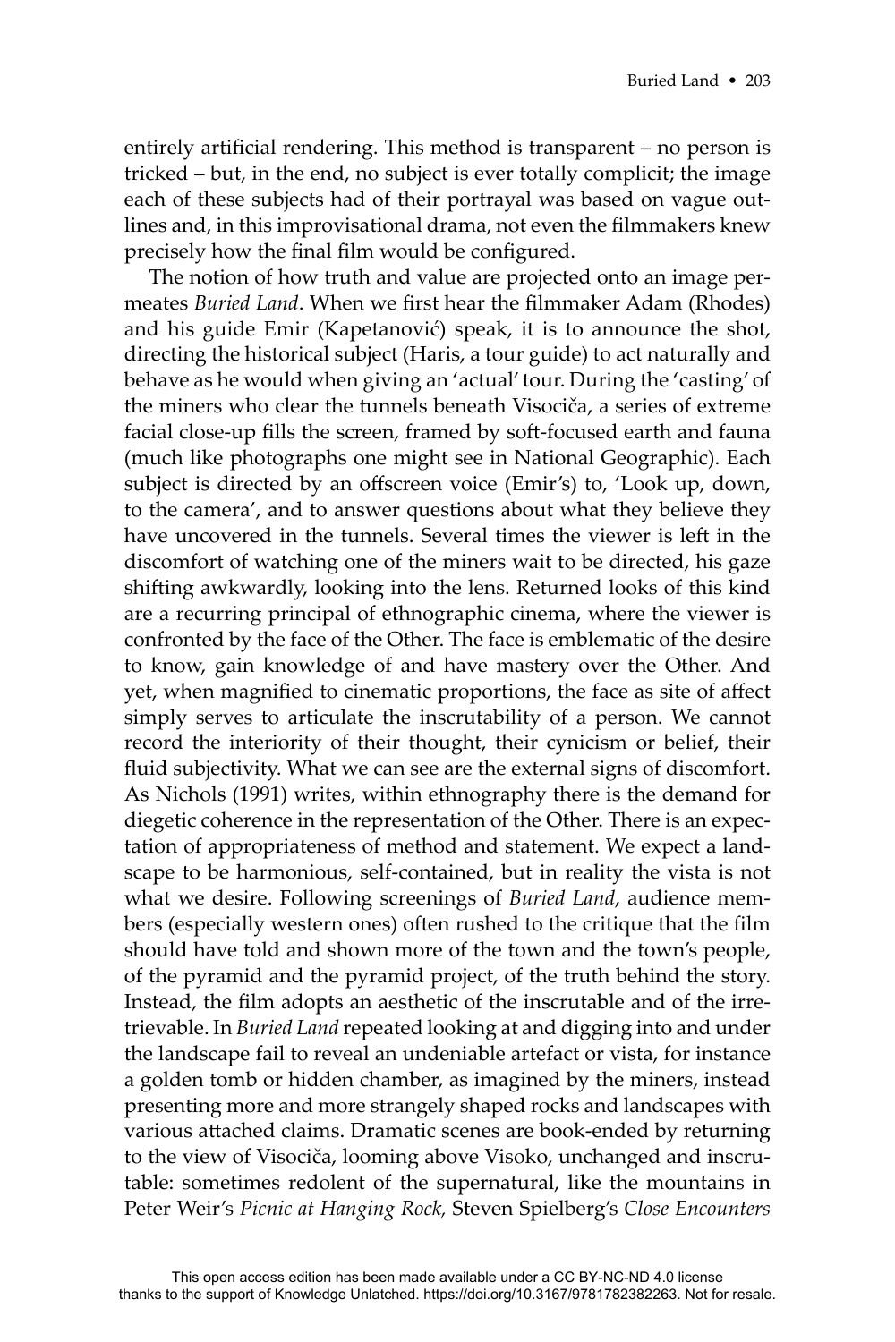entirely artificial rendering. This method is transparent – no person is tricked – but, in the end, no subject is ever totally complicit; the image each of these subjects had of their portrayal was based on vague outlines and, in this improvisational drama, not even the filmmakers knew precisely how the final film would be configured.

The notion of how truth and value are projected onto an image permeates *Buried Land*. When we first hear the filmmaker Adam (Rhodes) and his guide Emir (Kapetanović) speak, it is to announce the shot, directing the historical subject (Haris, a tour guide) to act naturally and behave as he would when giving an 'actual' tour. During the 'casting' of the miners who clear the tunnels beneath Visociča, a series of extreme facial close-up fills the screen, framed by soft-focused earth and fauna (much like photographs one might see in National Geographic). Each subject is directed by an offscreen voice (Emir's) to, 'Look up, down, to the camera', and to answer questions about what they believe they have uncovered in the tunnels. Several times the viewer is left in the discomfort of watching one of the miners wait to be directed, his gaze shifting awkwardly, looking into the lens. Returned looks of this kind are a recurring principal of ethnographic cinema, where the viewer is confronted by the face of the Other. The face is emblematic of the desire to know, gain knowledge of and have mastery over the Other. And yet, when magnified to cinematic proportions, the face as site of affect simply serves to articulate the inscrutability of a person. We cannot record the interiority of their thought, their cynicism or belief, their fluid subjectivity. What we can see are the external signs of discomfort. As Nichols (1991) writes, within ethnography there is the demand for diegetic coherence in the representation of the Other. There is an expectation of appropriateness of method and statement. We expect a landscape to be harmonious, self-contained, but in reality the vista is not what we desire. Following screenings of *Buried Land*, audience members (especially western ones) often rushed to the critique that the film should have told and shown more of the town and the town's people, of the pyramid and the pyramid project, of the truth behind the story. Instead, the film adopts an aesthetic of the inscrutable and of the irretrievable. In *Buried Land* repeated looking at and digging into and under the landscape fail to reveal an undeniable artefact or vista, for instance a golden tomb or hidden chamber, as imagined by the miners, instead presenting more and more strangely shaped rocks and landscapes with various attached claims. Dramatic scenes are book-ended by returning to the view of Visociča, looming above Visoko, unchanged and inscrutable: sometimes redolent of the supernatural, like the mountains in Peter Weir's *Picnic at Hanging Rock,* Steven Spielberg's *Close Encounters*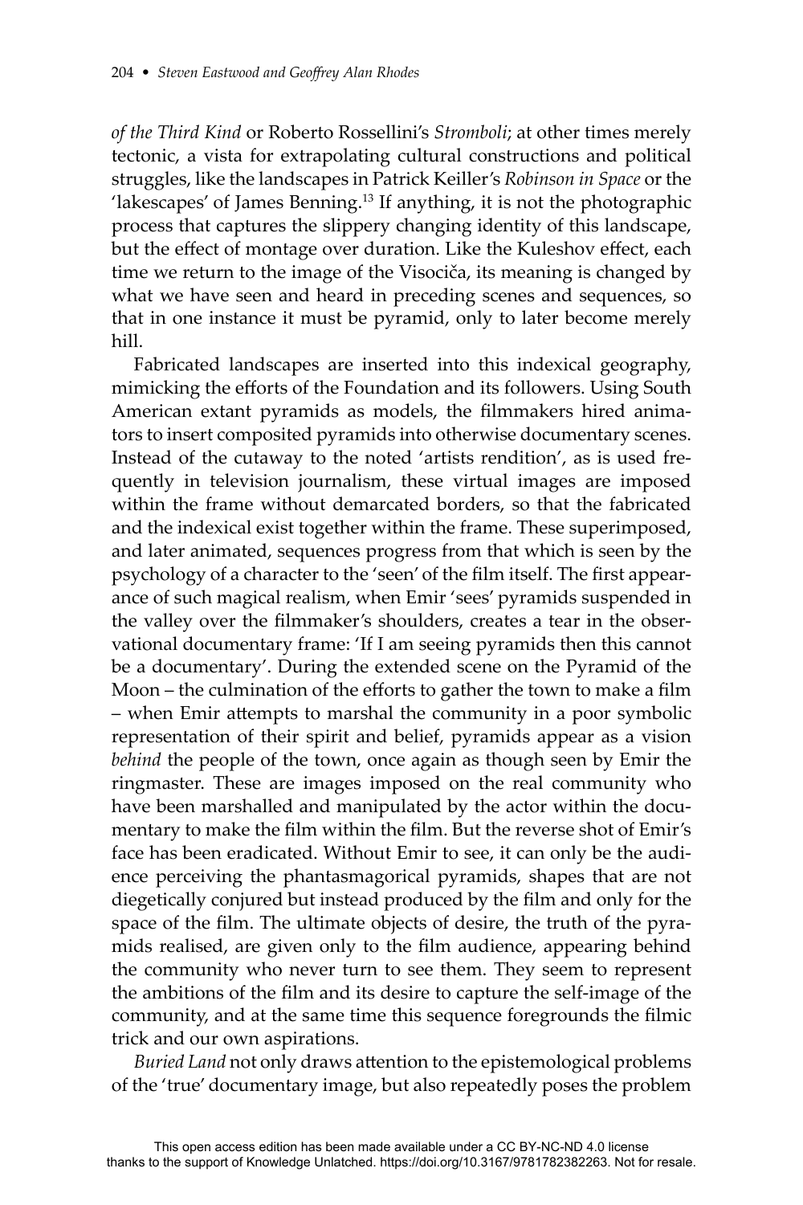*of the Third Kind* or Roberto Rossellini's *Stromboli*; at other times merely tectonic, a vista for extrapolating cultural constructions and political struggles, like the landscapes in Patrick Keiller's *Robinson in Space* or the 'lakescapes' of James Benning.[13] If anything, it is not the photographic process that captures the slippery changing identity of this landscape, but the effect of montage over duration. Like the Kuleshov effect, each time we return to the image of the Visočica, its meaning is changed by what we have seen and heard in preceding scenes and sequences, so that in one instance it must be pyramid, only to later become merely hill.

Fabricated landscapes are inserted into this indexical geography, mimicking the efforts of the Foundation and its followers. Using South American extant pyramids as models, the filmmakers hired animators to insert composited pyramids into otherwise documentary scenes. Instead of the cutaway to the noted 'artists rendition', as is used frequently in television journalism, these virtual images are imposed within the frame without demarcated borders, so that the fabricated and the indexical exist together within the frame. These superimposed, and later animated, sequences progress from that which is seen by the psychology of a character to the 'seen' of the film itself. The first appearance of such magical realism, when Emir 'sees' pyramids suspended in the valley over the filmmaker's shoulders, creates a tear in the observational documentary frame: 'If I am seeing pyramids then this cannot be a documentary'. During the extended scene on the Pyramid of the Moon – the culmination of the efforts to gather the town to make a film – when Emir attempts to marshal the community in a poor symbolic representation of their spirit and belief, pyramids appear as a vision *behind* the people of the town, once again as though seen by Emir the ringmaster. These are images imposed on the real community who have been marshalled and manipulated by the actor within the documentary to make the film within the film. But the reverse shot of Emir's face has been eradicated. Without Emir to see, it can only be the audience perceiving the phantasmagorical pyramids, shapes that are not diegetically conjured but instead produced by the film and only for the space of the film. The ultimate objects of desire, the truth of the pyramids realised, are given only to the film audience, appearing behind the community who never turn to see them. They seem to represent the ambitions of the film and its desire to capture the self-image of the community, and at the same time this sequence foregrounds the filmic trick and our own aspirations.

*Buried Land* not only draws attention to the epistemological problems of the 'true' documentary image, but also repeatedly poses the problem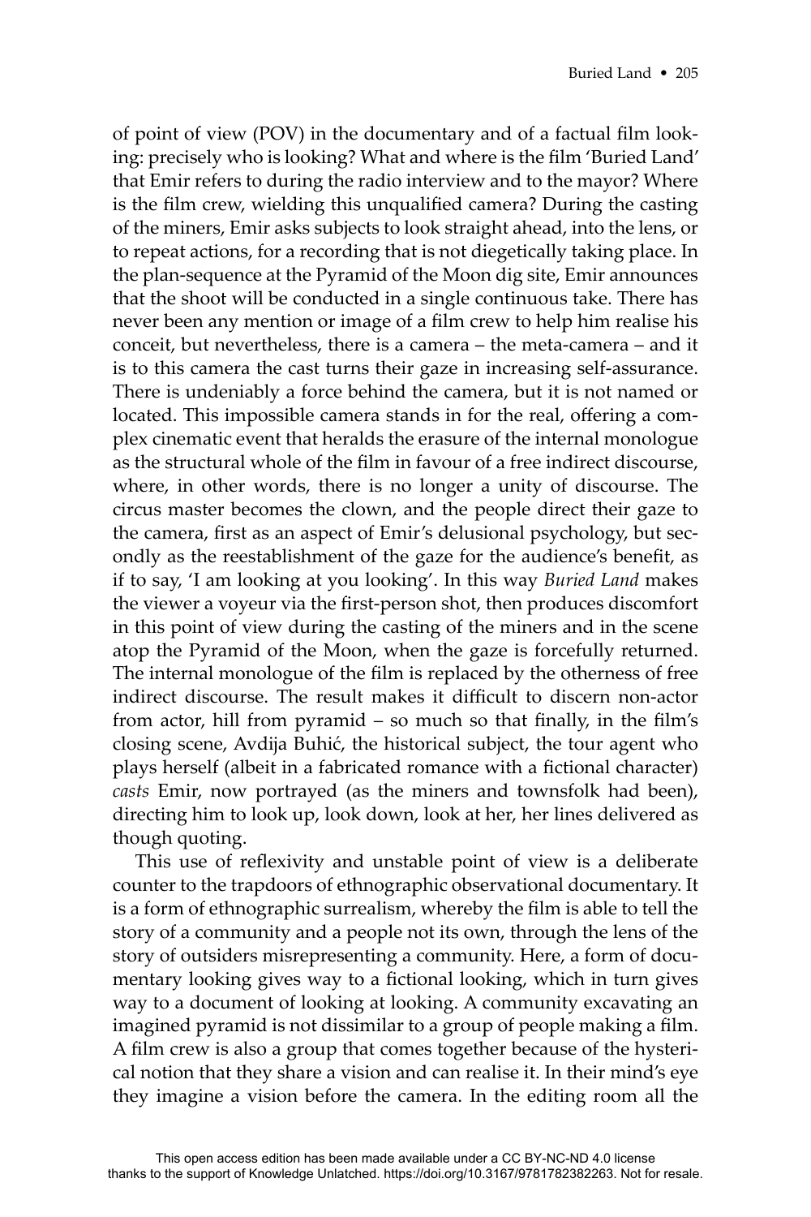of point of view (POV) in the documentary and of a factual film looking: precisely who is looking? What and where is the film 'Buried Land' that Emir refers to during the radio interview and to the mayor? Where is the film crew, wielding this unqualified camera? During the casting of the miners, Emir asks subjects to look straight ahead, into the lens, or to repeat actions, for a recording that is not diegetically taking place. In the plan-sequence at the Pyramid of the Moon dig site, Emir announces that the shoot will be conducted in a single continuous take. There has never been any mention or image of a film crew to help him realise his conceit, but nevertheless, there is a camera – the meta-camera – and it is to this camera the cast turns their gaze in increasing self-assurance. There is undeniably a force behind the camera, but it is not named or located. This impossible camera stands in for the real, offering a complex cinematic event that heralds the erasure of the internal monologue as the structural whole of the film in favour of a free indirect discourse, where, in other words, there is no longer a unity of discourse. The circus master becomes the clown, and the people direct their gaze to the camera, first as an aspect of Emir's delusional psychology, but secondly as the reestablishment of the gaze for the audience's benefit, as if to say, 'I am looking at you looking'. In this way *Buried Land* makes the viewer a voyeur via the first-person shot, then produces discomfort in this point of view during the casting of the miners and in the scene atop the Pyramid of the Moon, when the gaze is forcefully returned. The internal monologue of the film is replaced by the otherness of free indirect discourse. The result makes it difficult to discern non-actor from actor, hill from pyramid – so much so that finally, in the film's closing scene, Avdija Buhić, the historical subject, the tour agent who plays herself (albeit in a fabricated romance with a fictional character) *casts* Emir, now portrayed (as the miners and townsfolk had been), directing him to look up, look down, look at her, her lines delivered as though quoting.

This use of reflexivity and unstable point of view is a deliberate counter to the trapdoors of ethnographic observational documentary. It is a form of ethnographic surrealism, whereby the film is able to tell the story of a community and a people not its own, through the lens of the story of outsiders misrepresenting a community. Here, a form of documentary looking gives way to a fictional looking, which in turn gives way to a document of looking at looking. A community excavating an imagined pyramid is not dissimilar to a group of people making a film. A film crew is also a group that comes together because of the hysterical notion that they share a vision and can realise it. In their mind's eye they imagine a vision before the camera. In the editing room all the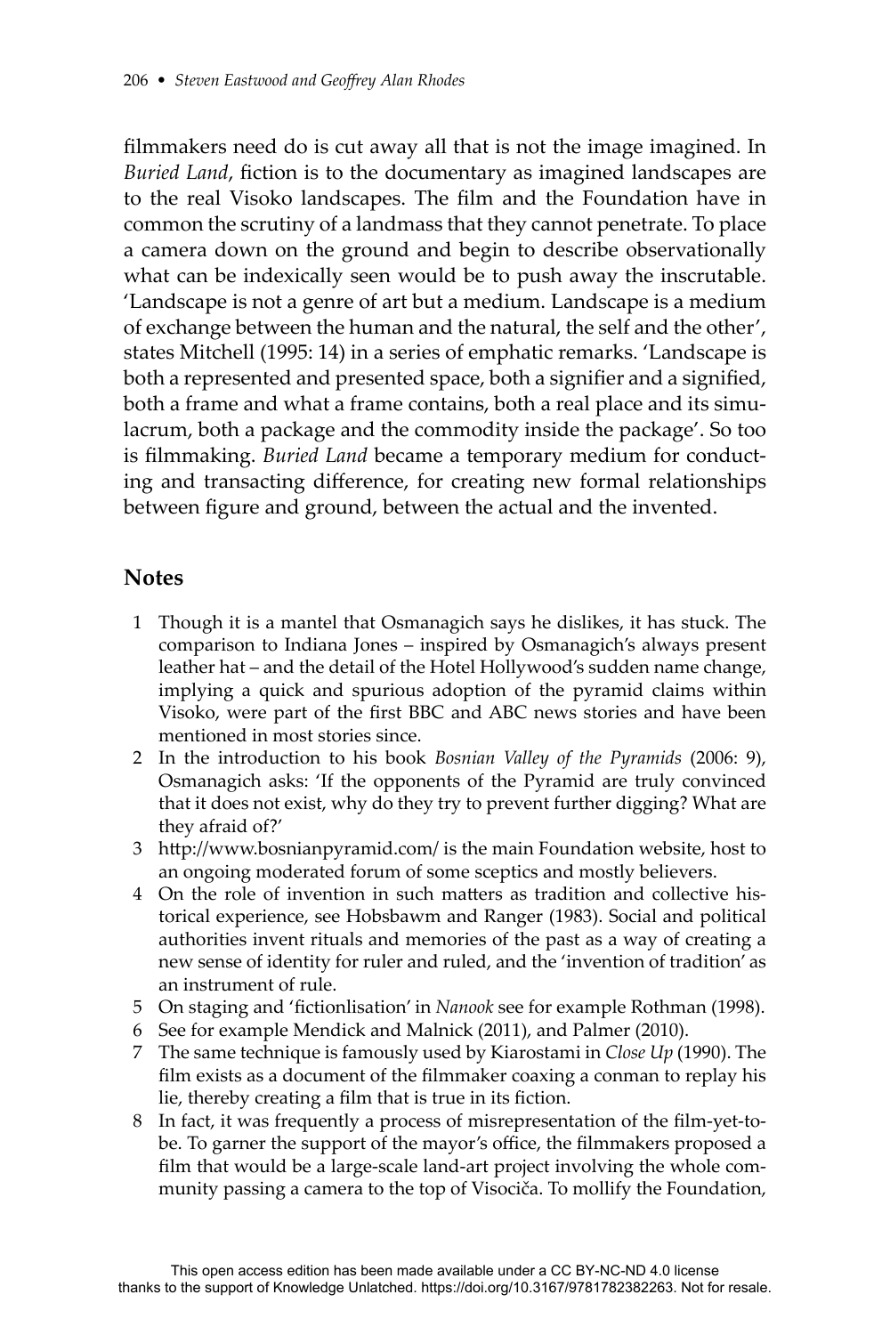filmmakers need do is cut away all that is not the image imagined. In *Buried Land*, fiction is to the documentary as imagined landscapes are to the real Visoko landscapes. The film and the Foundation have in common the scrutiny of a landmass that they cannot penetrate. To place a camera down on the ground and begin to describe observationally what can be indexically seen would be to push away the inscrutable. 'Landscape is not a genre of art but a medium. Landscape is a medium of exchange between the human and the natural, the self and the other', states Mitchell (1995: 14) in a series of emphatic remarks. 'Landscape is both a represented and presented space, both a signifier and a signified, both a frame and what a frame contains, both a real place and its simulacrum, both a package and the commodity inside the package'. So too is filmmaking. *Buried Land* became a temporary medium for conducting and transacting difference, for creating new formal relationships between figure and ground, between the actual and the invented.

## Notes

1. Though it is a mantel that Osmanagich says he dislikes, it has stuck. The comparison to Indiana Jones – inspired by Osmanagich's always present leather hat – and the detail of the Hotel Hollywood's sudden name change, implying a quick and spurious adoption of the pyramid claims within Visoko, were part of the first BBC and ABC news stories and have been mentioned in most stories since.
2. In the introduction to his book *Bosnian Valley of the Pyramids* (2006: 9), Osmanagich asks: 'If the opponents of the Pyramid are truly convinced that it does not exist, why do they try to prevent further digging? What are they afraid of?'
3. http://www.bosnianpyramid.com/ is the main Foundation website, host to an ongoing moderated forum of some sceptics and mostly believers.
4. On the role of invention in such matters as tradition and collective historical experience, see Hobsbawm and Ranger (1983). Social and political authorities invent rituals and memories of the past as a way of creating a new sense of identity for ruler and ruled, and the 'invention of tradition' as an instrument of rule.
5. On staging and 'fictionlisation' in *Nanook* see for example Rothman (1998).
6. See for example Mendick and Malnick (2011), and Palmer (2010).
7. The same technique is famously used by Kiarostami in *Close Up* (1990). The film exists as a document of the filmmaker coaxing a conman to replay his lie, thereby creating a film that is true in its fiction.
8. In fact, it was frequently a process of misrepresentation of the film-yet-to-be. To garner the support of the mayor's office, the filmmakers proposed a film that would be a large-scale land-art project involving the whole community passing a camera to the top of Visočiča. To mollify the Foundation,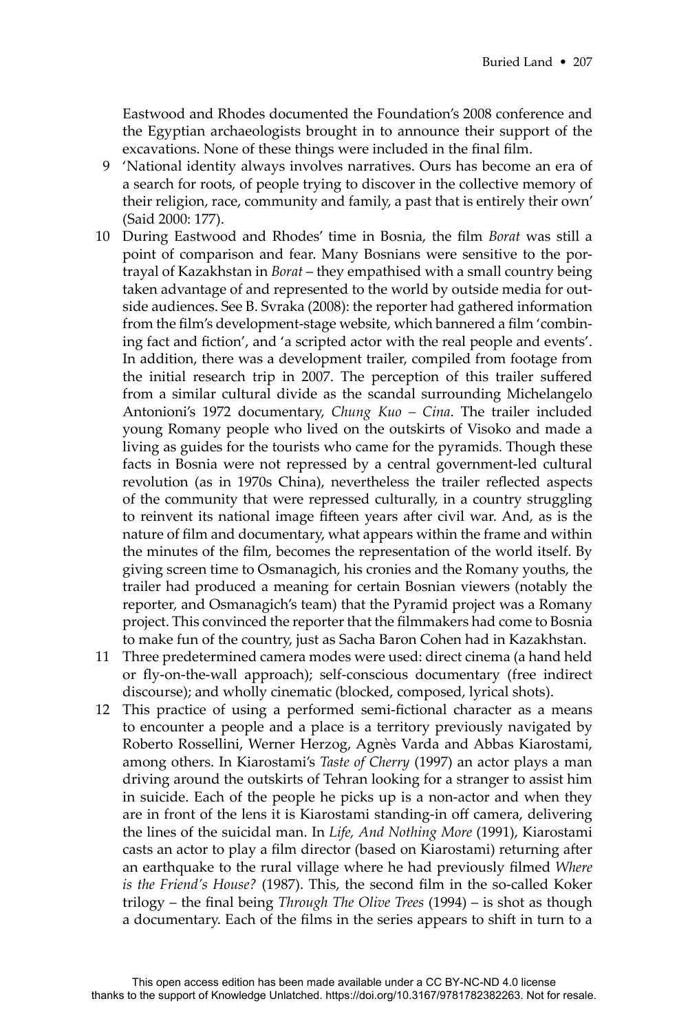Eastwood and Rhodes documented the Foundation's 2008 conference and the Egyptian archaeologists brought in to announce their support of the excavations. None of these things were included in the final film.

9. 'National identity always involves narratives. Ours has become an era of a search for roots, of people trying to discover in the collective memory of their religion, race, community and family, a past that is entirely their own' (Said 2000: 177).
10. During Eastwood and Rhodes' time in Bosnia, the film *Borat* was still a point of comparison and fear. Many Bosnians were sensitive to the portrayal of Kazakhstan in *Borat* – they empathised with a small country being taken advantage of and represented to the world by outside media for outside audiences. See B. Svraka (2008): the reporter had gathered information from the film's development-stage website, which bannered a film 'combining fact and fiction', and 'a scripted actor with the real people and events'. In addition, there was a development trailer, compiled from footage from the initial research trip in 2007. The perception of this trailer suffered from a similar cultural divide as the scandal surrounding Michelangelo Antonioni's 1972 documentary, *Chung Kuo – Cina*. The trailer included young Romany people who lived on the outskirts of Visoko and made a living as guides for the tourists who came for the pyramids. Though these facts in Bosnia were not repressed by a central government-led cultural revolution (as in 1970s China), nevertheless the trailer reflected aspects of the community that were repressed culturally, in a country struggling to reinvent its national image fifteen years after civil war. And, as is the nature of film and documentary, what appears within the frame and within the minutes of the film, becomes the representation of the world itself. By giving screen time to Osmanagich, his cronies and the Romany youths, the trailer had produced a meaning for certain Bosnian viewers (notably the reporter, and Osmanagich's team) that the Pyramid project was a Romany project. This convinced the reporter that the filmmakers had come to Bosnia to make fun of the country, just as Sacha Baron Cohen had in Kazakhstan.
11. Three predetermined camera modes were used: direct cinema (a hand held or fly-on-the-wall approach); self-conscious documentary (free indirect discourse); and wholly cinematic (blocked, composed, lyrical shots).
12. This practice of using a performed semi-fictional character as a means to encounter a people and a place is a territory previously navigated by Roberto Rossellini, Werner Herzog, Agnès Varda and Abbas Kiarostami, among others. In Kiarostami's *Taste of Cherry* (1997) an actor plays a man driving around the outskirts of Tehran looking for a stranger to assist him in suicide. Each of the people he picks up is a non-actor and when they are in front of the lens it is Kiarostami standing-in off camera, delivering the lines of the suicidal man. In *Life, And Nothing More* (1991), Kiarostami casts an actor to play a film director (based on Kiarostami) returning after an earthquake to the rural village where he had previously filmed *Where is the Friend's House?* (1987). This, the second film in the so-called Koker trilogy – the final being *Through The Olive Trees* (1994) – is shot as though a documentary. Each of the films in the series appears to shift in turn to a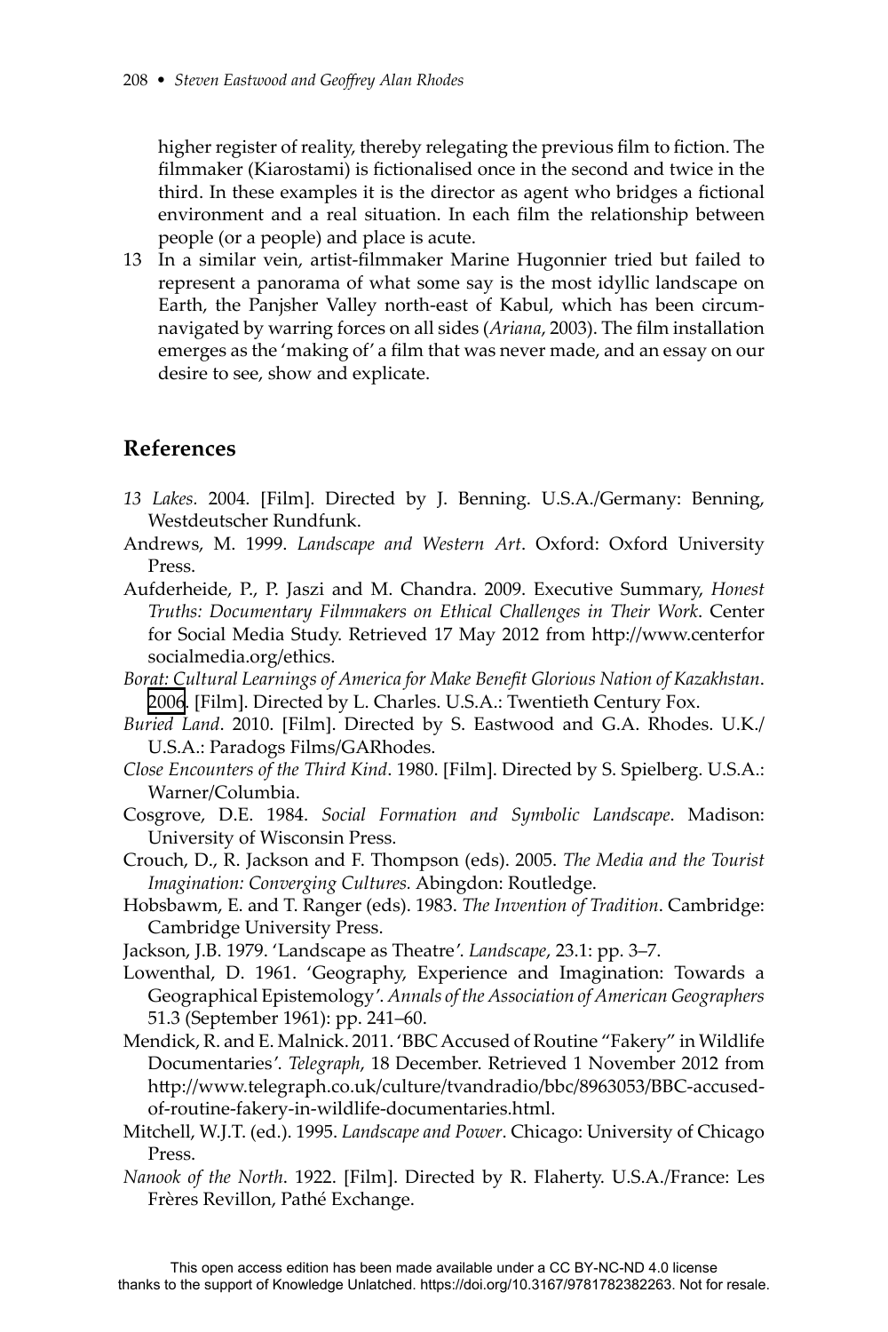higher register of reality, thereby relegating the previous film to fiction. The filmmaker (Kiarostami) is fictionalised once in the second and twice in the third. In these examples it is the director as agent who bridges a fictional environment and a real situation. In each film the relationship between people (or a people) and place is acute.

13 In a similar vein, artist-filmmaker Marine Hugonnier tried but failed to represent a panorama of what some say is the most idyllic landscape on Earth, the Panjsher Valley north-east of Kabul, which has been circumnavigated by warring forces on all sides (*Ariana*, 2003). The film installation emerges as the 'making of' a film that was never made, and an essay on our desire to see, show and explicate.

## References

*13 Lakes.* 2004. [Film]. Directed by J. Benning. U.S.A./Germany: Benning, Westdeutscher Rundfunk.

Andrews, M. 1999. *Landscape and Western Art*. Oxford: Oxford University Press.

Aufderheide, P., P. Jaszi and M. Chandra. 2009. Executive Summary, *Honest Truths: Documentary Filmmakers on Ethical Challenges in Their Work*. Center for Social Media Study. Retrieved 17 May 2012 from http://www.centerforsocialmedia.org/ethics.

*Borat: Cultural Learnings of America for Make Benefit Glorious Nation of Kazakhstan*. 2006. [Film]. Directed by L. Charles. U.S.A.: Twentieth Century Fox.

*Buried Land*. 2010. [Film]. Directed by S. Eastwood and G.A. Rhodes. U.K./U.S.A.: Paradogs Films/GARhodes.

*Close Encounters of the Third Kind*. 1980. [Film]. Directed by S. Spielberg. U.S.A.: Warner/Columbia.

Cosgrove, D.E. 1984. *Social Formation and Symbolic Landscape*. Madison: University of Wisconsin Press.

Crouch, D., R. Jackson and F. Thompson (eds). 2005. *The Media and the Tourist Imagination: Converging Cultures.* Abingdon: Routledge.

Hobsbawm, E. and T. Ranger (eds). 1983. *The Invention of Tradition*. Cambridge: Cambridge University Press.

Jackson, J.B. 1979. 'Landscape as Theatre'. *Landscape*, 23.1: pp. 3–7.

Lowenthal, D. 1961. 'Geography, Experience and Imagination: Towards a Geographical Epistemology'. *Annals of the Association of American Geographers* 51.3 (September 1961): pp. 241–60.

Mendick, R. and E. Malnick. 2011. 'BBC Accused of Routine "Fakery" in Wildlife Documentaries'. *Telegraph*, 18 December. Retrieved 1 November 2012 from http://www.telegraph.co.uk/culture/tvandradio/bbc/8963053/BBC-accused-of-routine-fakery-in-wildlife-documentaries.html.

Mitchell, W.J.T. (ed.). 1995. *Landscape and Power*. Chicago: University of Chicago Press.

*Nanook of the North*. 1922. [Film]. Directed by R. Flaherty. U.S.A./France: Les Frères Revillon, Pathé Exchange.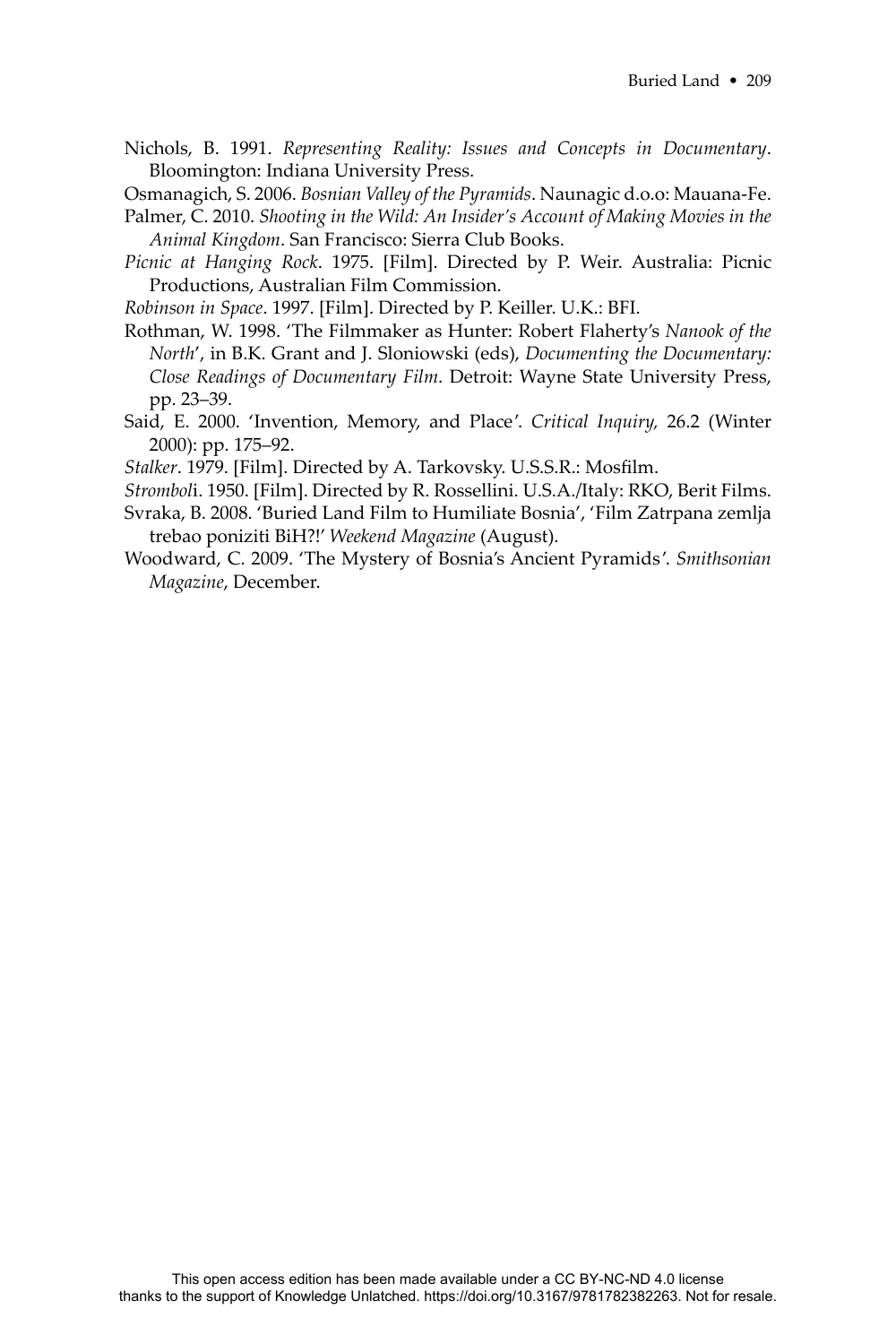Nichols, B. 1991. *Representing Reality: Issues and Concepts in Documentary*. Bloomington: Indiana University Press.

Osmanagich, S. 2006. *Bosnian Valley of the Pyramids*. Naunagic d.o.o: Mauana-Fe.

Palmer, C. 2010. *Shooting in the Wild: An Insider's Account of Making Movies in the Animal Kingdom*. San Francisco: Sierra Club Books.

*Picnic at Hanging Rock*. 1975. [Film]. Directed by P. Weir. Australia: Picnic Productions, Australian Film Commission.

*Robinson in Space*. 1997. [Film]. Directed by P. Keiller. U.K.: BFI.

Rothman, W. 1998. 'The Filmmaker as Hunter: Robert Flaherty's *Nanook of the North*', in B.K. Grant and J. Sloniowski (eds), *Documenting the Documentary: Close Readings of Documentary Film*. Detroit: Wayne State University Press, pp. 23–39.

Said, E. 2000. 'Invention, Memory, and Place'. *Critical Inquiry,* 26.2 (Winter 2000): pp. 175–92.

*Stalker*. 1979. [Film]. Directed by A. Tarkovsky. U.S.S.R.: Mosfilm.

*Strombol*i. 1950. [Film]. Directed by R. Rossellini. U.S.A./Italy: RKO, Berit Films.

Svraka, B. 2008. 'Buried Land Film to Humiliate Bosnia', 'Film Zatrpana zemlja trebao poniziti BiH?!' *Weekend Magazine* (August).

Woodward, C. 2009. 'The Mystery of Bosnia's Ancient Pyramids'. *Smithsonian Magazine*, December.

This open access edition has been made available under a CC BY-NC-ND 4.0 license thanks to the support of Knowledge Unlatched. https://doi.org/10.3167/9781782382263. Not for resale.